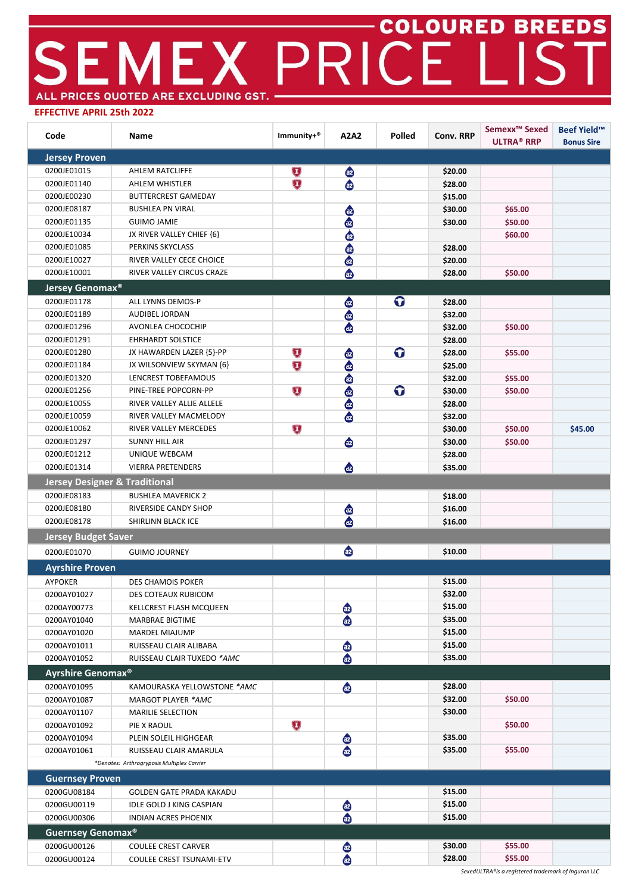# SEMEX PRICE LIST

## COLOURED BREEDS

**ALL PRICES QUOTED ARE EXCLUDING GST.**

**EFFECTIVE APRIL 25th 2022**

| Code | Name | Immunity+® | A2A2 | Polled | Conv. RRP | Semexx™ Sexed ULTRA® RRP | Beef Yield™ Bonus Sire |
|---|---|---|---|---|---|---|---|
| **Jersey Proven** | | | | | | | |
| 0200JE01015 | AHLEM RATCLIFFE | I | a2 | | $20.00 | | |
| 0200JE01140 | AHLEM WHISTLER | I | a2 | | $28.00 | | |
| 0200JE00230 | BUTTERCREST GAMEDAY | | | | $15.00 | | |
| 0200JE08187 | BUSHLEA PN VIRAL | | a2 | | $30.00 | $65.00 | |
| 0200JE01135 | GUIMO JAMIE | | a2 | | $30.00 | $50.00 | |
| 0200JE10034 | JX RIVER VALLEY CHIEF {6} | | a2 | | | $60.00 | |
| 0200JE01085 | PERKINS SKYCLASS | | a2 | | $28.00 | | |
| 0200JE10027 | RIVER VALLEY CECE CHOICE | | a2 | | $20.00 | | |
| 0200JE10001 | RIVER VALLEY CIRCUS CRAZE | | a2 | | $28.00 | $50.00 | |
| **Jersey Genomax®** | | | | | | | |
| 0200JE01178 | ALL LYNNS DEMOS-P | | a2 | P | $28.00 | | |
| 0200JE01189 | AUDIBEL JORDAN | | a2 | | $32.00 | | |
| 0200JE01296 | AVONLEA CHOCOCHIP | | a2 | | $32.00 | $50.00 | |
| 0200JE01291 | EHRHARDT SOLSTICE | | | | $28.00 | | |
| 0200JE01280 | JX HAWARDEN LAZER {5}-PP | I | a2 | P | $28.00 | $55.00 | |
| 0200JE01184 | JX WILSONVIEW SKYMAN {6} | I | a2 | | $25.00 | | |
| 0200JE01320 | LENCREST TOBEFAMOUS | | a2 | | $32.00 | $55.00 | |
| 0200JE01256 | PINE-TREE POPCORN-PP | I | a2 | P | $30.00 | $50.00 | |
| 0200JE10055 | RIVER VALLEY ALLIE ALLELE | | a2 | | $28.00 | | |
| 0200JE10059 | RIVER VALLEY MACMELODY | | a2 | | $32.00 | | |
| 0200JE10062 | RIVER VALLEY MERCEDES | I | | | $30.00 | $50.00 | $45.00 |
| 0200JE01297 | SUNNY HILL AIR | | a2 | | $30.00 | $50.00 | |
| 0200JE01212 | UNIQUE WEBCAM | | | | $28.00 | | |
| 0200JE01314 | VIERRA PRETENDERS | | a2 | | $35.00 | | |
| **Jersey Designer & Traditional** | | | | | | | |
| 0200JE08183 | BUSHLEA MAVERICK 2 | | | | $18.00 | | |
| 0200JE08180 | RIVERSIDE CANDY SHOP | | a2 | | $16.00 | | |
| 0200JE08178 | SHIRLINN BLACK ICE | | a2 | | $16.00 | | |
| **Jersey Budget Saver** | | | | | | | |
| 0200JE01070 | GUIMO JOURNEY | | a2 | | $10.00 | | |
| **Ayrshire Proven** | | | | | | | |
| AYPOKER | DES CHAMOIS POKER | | | | $15.00 | | |
| 0200AY01027 | DES COTEAUX RUBICOM | | | | $32.00 | | |
| 0200AY00773 | KELLCREST FLASH MCQUEEN | | a2 | | $15.00 | | |
| 0200AY01040 | MARBRAE BIGTIME | | a2 | | $35.00 | | |
| 0200AY01020 | MARDEL MIAJUMP | | | | $15.00 | | |
| 0200AY01011 | RUISSEAU CLAIR ALIBABA | | a2 | | $15.00 | | |
| 0200AY01052 | RUISSEAU CLAIR TUXEDO *AMC | | a2 | | $35.00 | | |
| **Ayrshire Genomax®** | | | | | | | |
| 0200AY01095 | KAMOURASKA YELLOWSTONE *AMC | | a2 | | $28.00 | | |
| 0200AY01087 | MARGOT PLAYER *AMC | | | | $32.00 | $50.00 | |
| 0200AY01107 | MARILIE SELECTION | | | | $30.00 | | |
| 0200AY01092 | PIE X RAOUL | I | | | | $50.00 | |
| 0200AY01094 | PLEIN SOLEIL HIGHGEAR | | a2 | | $35.00 | | |
| 0200AY01061 | RUISSEAU CLAIR AMARULA | | a2 | | $35.00 | $55.00 | |
| *Denotes: Arthrogryposis Multiplex Carrier | | | | | | | |
| **Guernsey Proven** | | | | | | | |
| 0200GU08184 | GOLDEN GATE PRADA KAKADU | | | | $15.00 | | |
| 0200GU00119 | IDLE GOLD J KING CASPIAN | | a2 | | $15.00 | | |
| 0200GU00306 | INDIAN ACRES PHOENIX | | a2 | | $15.00 | | |
| **Guernsey Genomax®** | | | | | | | |
| 0200GU00126 | COULEE CREST CARVER | | a2 | | $30.00 | $55.00 | |
| 0200GU00124 | COULEE CREST TSUNAMI-ETV | | a2 | | $28.00 | $55.00 | |

*SexedULTRA® is a registered trademark of Inguran LLC*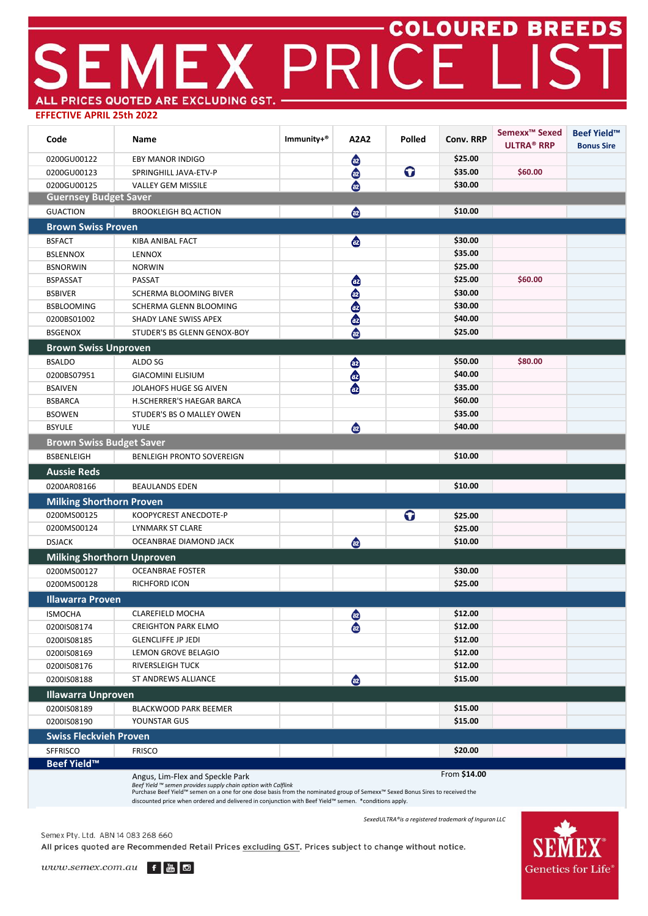# COLOURED BREEDS SEMEX PRICE LIST

**ALL PRICES QUOTED ARE EXCLUDING GST.**

**EFFECTIVE APRIL 25th 2022**

| Code | Name | Immunity+® | A2A2 | Polled | Conv. RRP | Semexx™ Sexed ULTRA® RRP | Beef Yield™ Bonus Sire |
|---|---|---|---|---|---|---|---|
| 0200GU00122 | EBY MANOR INDIGO | | a2 | | $25.00 | | |
| 0200GU00123 | SPRINGHILL JAVA-ETV-P | | a2 | P | $35.00 | $60.00 | |
| 0200GU00125 | VALLEY GEM MISSILE | | a2 | | $30.00 | | |
| **Guernsey Budget Saver** | | | | | | | |
| GUACTION | BROOKLEIGH BQ ACTION | | a2 | | $10.00 | | |
| **Brown Swiss Proven** | | | | | | | |
| BSFACT | KIBA ANIBAL FACT | | a2 | | $30.00 | | |
| BSLENNOX | LENNOX | | | | $35.00 | | |
| BSNORWIN | NORWIN | | | | $25.00 | | |
| BSPASSAT | PASSAT | | a2 | | $25.00 | $60.00 | |
| BSBIVER | SCHERMA BLOOMING BIVER | | a2 | | $30.00 | | |
| BSBLOOMING | SCHERMA GLENN BLOOMING | | a2 | | $30.00 | | |
| 0200BS01002 | SHADY LANE SWISS APEX | | a2 | | $40.00 | | |
| BSGENOX | STUDER'S BS GLENN GENOX-BOY | | a2 | | $25.00 | | |
| **Brown Swiss Unproven** | | | | | | | |
| BSALDO | ALDO SG | | a2 | | $50.00 | $80.00 | |
| 0200BS07951 | GIACOMINI ELISIUM | | a2 | | $40.00 | | |
| BSAIVEN | JOLAHOFS HUGE SG AIVEN | | a2 | | $35.00 | | |
| BSBARCA | H.SCHERRER'S HAEGAR BARCA | | | | $60.00 | | |
| BSOWEN | STUDER'S BS O MALLEY OWEN | | | | $35.00 | | |
| BSYULE | YULE | | a2 | | $40.00 | | |
| **Brown Swiss Budget Saver** | | | | | | | |
| BSBENLEIGH | BENLEIGH PRONTO SOVEREIGN | | | | $10.00 | | |
| **Aussie Reds** | | | | | | | |
| 0200AR08166 | BEAULANDS EDEN | | | | $10.00 | | |
| **Milking Shorthorn Proven** | | | | | | | |
| 0200MS00125 | KOOPYCREST ANECDOTE-P | | | P | $25.00 | | |
| 0200MS00124 | LYNMARK ST CLARE | | | | $25.00 | | |
| DSJACK | OCEANBRAE DIAMOND JACK | | a2 | | $10.00 | | |
| **Milking Shorthorn Unproven** | | | | | | | |
| 0200MS00127 | OCEANBRAE FOSTER | | | | $30.00 | | |
| 0200MS00128 | RICHFORD ICON | | | | $25.00 | | |
| **Illawarra Proven** | | | | | | | |
| ISMOCHA | CLAREFIELD MOCHA | | a2 | | $12.00 | | |
| 0200IS08174 | CREIGHTON PARK ELMO | | a2 | | $12.00 | | |
| 0200IS08185 | GLENCLIFFE JP JEDI | | | | $12.00 | | |
| 0200IS08169 | LEMON GROVE BELAGIO | | | | $12.00 | | |
| 0200IS08176 | RIVERSLEIGH TUCK | | | | $12.00 | | |
| 0200IS08188 | ST ANDREWS ALLIANCE | | a2 | | $15.00 | | |
| **Illawarra Unproven** | | | | | | | |
| 0200IS08189 | BLACKWOOD PARK BEEMER | | | | $15.00 | | |
| 0200IS08190 | YOUNSTAR GUS | | | | $15.00 | | |
| **Swiss Fleckvieh Proven** | | | | | | | |
| SFFRISCO | FRISCO | | | | $20.00 | | |
| **Beef Yield™** | | | | | | | |
| | Angus, Lim-Flex and Speckle Park | | | | From $14.00 | | |

*Beef Yield ™ semen provides supply chain option with Calfink*

Purchase Beef Yield™ semen on a one for one dose basis from the nominated group of Semexx™ Sexed Bonus Sires to received the discounted price when ordered and delivered in conjunction with Beef Yield™ semen. *conditions apply.

*SexedULTRA®is a registered trademark of Inguran LLC*

Semex Pty. Ltd. ABN 14 083 268 660

All prices quoted are Recommended Retail Prices excluding GST. Prices subject to change without notice.

www.semex.com.au

SEMEX® Genetics for Life®